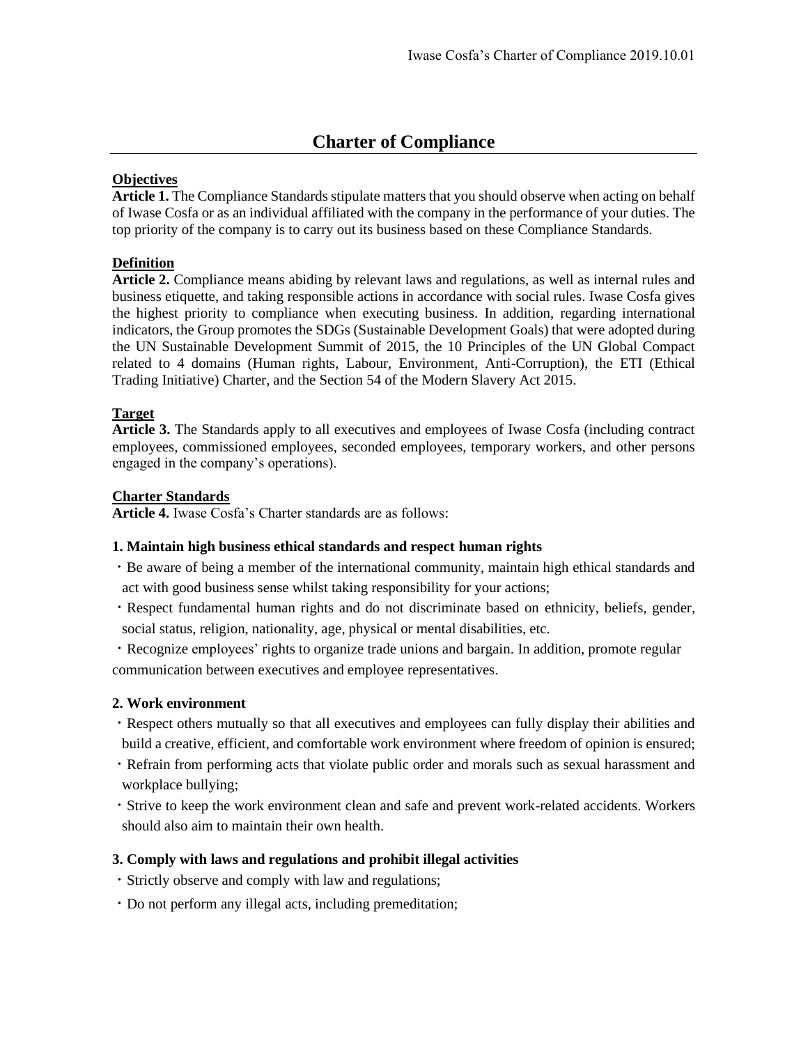# Charter of Compliance

**Objectives**

**Article 1.** The Compliance Standards stipulate matters that you should observe when acting on behalf of Iwase Cosfa or as an individual affiliated with the company in the performance of your duties. The top priority of the company is to carry out its business based on these Compliance Standards.

**Definition**

**Article 2.** Compliance means abiding by relevant laws and regulations, as well as internal rules and business etiquette, and taking responsible actions in accordance with social rules. Iwase Cosfa gives the highest priority to compliance when executing business. In addition, regarding international indicators, the Group promotes the SDGs (Sustainable Development Goals) that were adopted during the UN Sustainable Development Summit of 2015, the 10 Principles of the UN Global Compact related to 4 domains (Human rights, Labour, Environment, Anti-Corruption), the ETI (Ethical Trading Initiative) Charter, and the Section 54 of the Modern Slavery Act 2015.

**Target**

**Article 3.** The Standards apply to all executives and employees of Iwase Cosfa (including contract employees, commissioned employees, seconded employees, temporary workers, and other persons engaged in the company's operations).

**Charter Standards**

**Article 4.** Iwase Cosfa's Charter standards are as follows:

**1. Maintain high business ethical standards and respect human rights**

- Be aware of being a member of the international community, maintain high ethical standards and act with good business sense whilst taking responsibility for your actions;
- Respect fundamental human rights and do not discriminate based on ethnicity, beliefs, gender, social status, religion, nationality, age, physical or mental disabilities, etc.
- Recognize employees' rights to organize trade unions and bargain. In addition, promote regular communication between executives and employee representatives.

**2. Work environment**

- Respect others mutually so that all executives and employees can fully display their abilities and build a creative, efficient, and comfortable work environment where freedom of opinion is ensured;
- Refrain from performing acts that violate public order and morals such as sexual harassment and workplace bullying;
- Strive to keep the work environment clean and safe and prevent work-related accidents. Workers should also aim to maintain their own health.

**3. Comply with laws and regulations and prohibit illegal activities**

- Strictly observe and comply with law and regulations;
- Do not perform any illegal acts, including premeditation;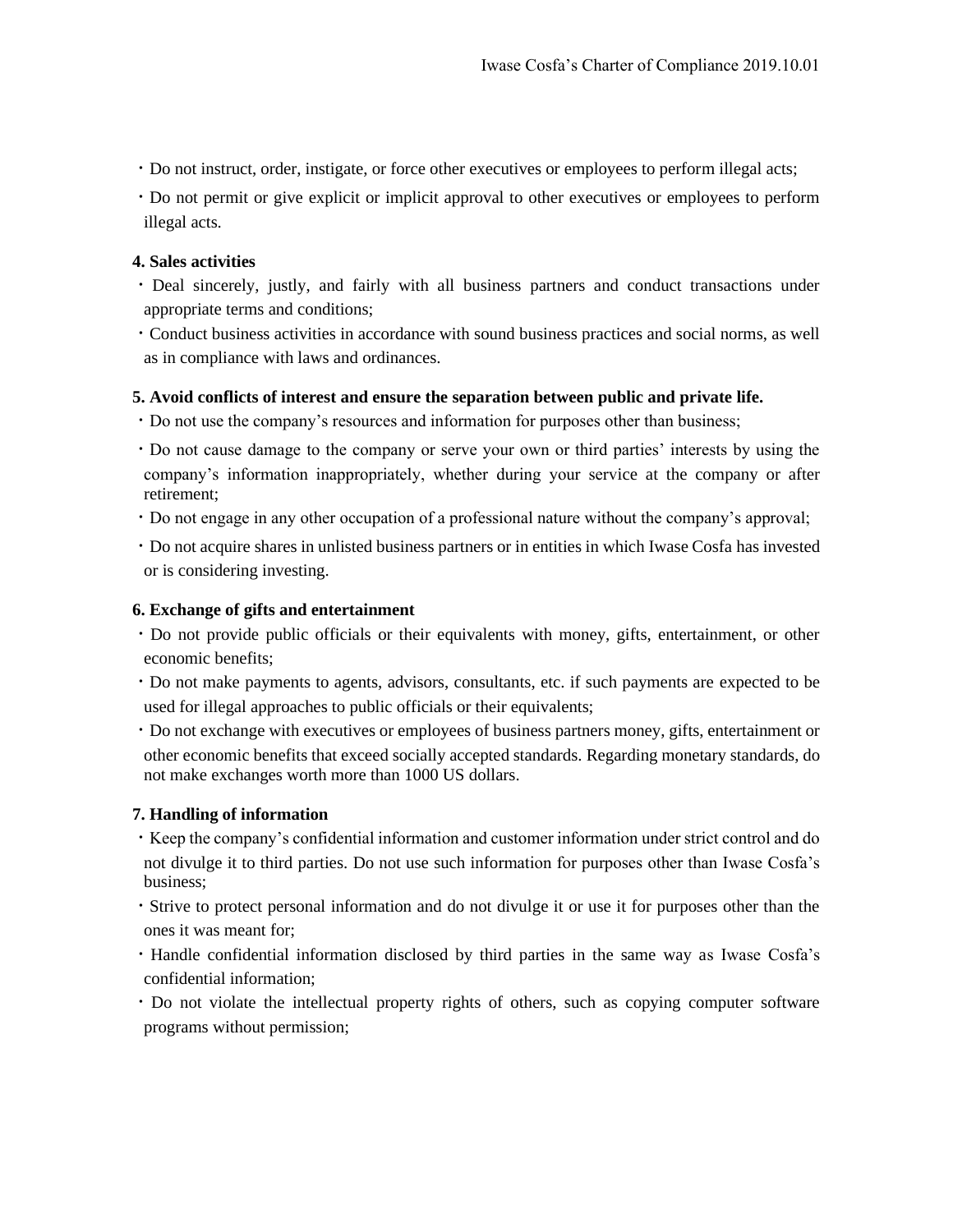・Do not instruct, order, instigate, or force other executives or employees to perform illegal acts;

・Do not permit or give explicit or implicit approval to other executives or employees to perform illegal acts.

**4. Sales activities**

・Deal sincerely, justly, and fairly with all business partners and conduct transactions under appropriate terms and conditions;

・Conduct business activities in accordance with sound business practices and social norms, as well as in compliance with laws and ordinances.

**5. Avoid conflicts of interest and ensure the separation between public and private life.**

・Do not use the company's resources and information for purposes other than business;

・Do not cause damage to the company or serve your own or third parties' interests by using the company's information inappropriately, whether during your service at the company or after retirement;

・Do not engage in any other occupation of a professional nature without the company's approval;

・Do not acquire shares in unlisted business partners or in entities in which Iwase Cosfa has invested or is considering investing.

**6. Exchange of gifts and entertainment**

・Do not provide public officials or their equivalents with money, gifts, entertainment, or other economic benefits;

・Do not make payments to agents, advisors, consultants, etc. if such payments are expected to be used for illegal approaches to public officials or their equivalents;

・Do not exchange with executives or employees of business partners money, gifts, entertainment or other economic benefits that exceed socially accepted standards. Regarding monetary standards, do not make exchanges worth more than 1000 US dollars.

**7. Handling of information**

・Keep the company's confidential information and customer information under strict control and do not divulge it to third parties. Do not use such information for purposes other than Iwase Cosfa's business;

・Strive to protect personal information and do not divulge it or use it for purposes other than the ones it was meant for;

・Handle confidential information disclosed by third parties in the same way as Iwase Cosfa's confidential information;

・Do not violate the intellectual property rights of others, such as copying computer software programs without permission;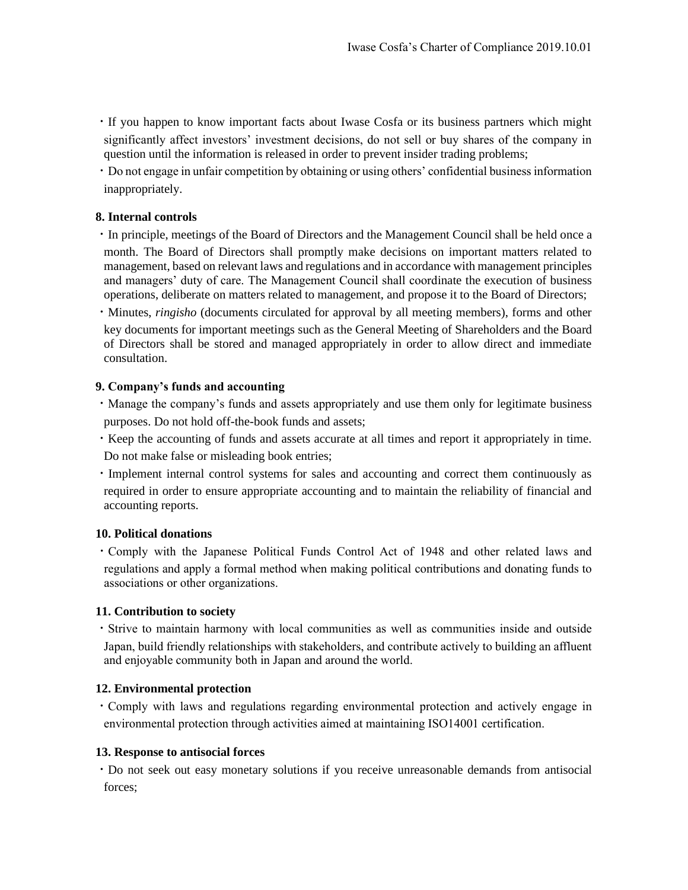・If you happen to know important facts about Iwase Cosfa or its business partners which might significantly affect investors' investment decisions, do not sell or buy shares of the company in question until the information is released in order to prevent insider trading problems;

・Do not engage in unfair competition by obtaining or using others' confidential business information inappropriately.

### 8. Internal controls

・In principle, meetings of the Board of Directors and the Management Council shall be held once a month. The Board of Directors shall promptly make decisions on important matters related to management, based on relevant laws and regulations and in accordance with management principles and managers' duty of care. The Management Council shall coordinate the execution of business operations, deliberate on matters related to management, and propose it to the Board of Directors;

・Minutes, *ringisho* (documents circulated for approval by all meeting members), forms and other key documents for important meetings such as the General Meeting of Shareholders and the Board of Directors shall be stored and managed appropriately in order to allow direct and immediate consultation.

### 9. Company's funds and accounting

・Manage the company's funds and assets appropriately and use them only for legitimate business purposes. Do not hold off-the-book funds and assets;

・Keep the accounting of funds and assets accurate at all times and report it appropriately in time. Do not make false or misleading book entries;

・Implement internal control systems for sales and accounting and correct them continuously as required in order to ensure appropriate accounting and to maintain the reliability of financial and accounting reports.

### 10. Political donations

・Comply with the Japanese Political Funds Control Act of 1948 and other related laws and regulations and apply a formal method when making political contributions and donating funds to associations or other organizations.

### 11. Contribution to society

・Strive to maintain harmony with local communities as well as communities inside and outside Japan, build friendly relationships with stakeholders, and contribute actively to building an affluent and enjoyable community both in Japan and around the world.

### 12. Environmental protection

・Comply with laws and regulations regarding environmental protection and actively engage in environmental protection through activities aimed at maintaining ISO14001 certification.

### 13. Response to antisocial forces

・Do not seek out easy monetary solutions if you receive unreasonable demands from antisocial forces;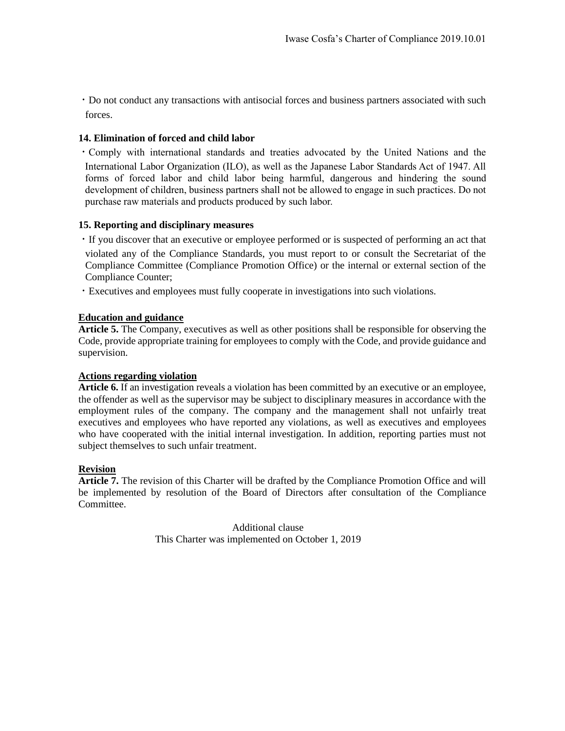・Do not conduct any transactions with antisocial forces and business partners associated with such forces.

**14. Elimination of forced and child labor**

・Comply with international standards and treaties advocated by the United Nations and the International Labor Organization (ILO), as well as the Japanese Labor Standards Act of 1947. All forms of forced labor and child labor being harmful, dangerous and hindering the sound development of children, business partners shall not be allowed to engage in such practices. Do not purchase raw materials and products produced by such labor.

**15. Reporting and disciplinary measures**

・If you discover that an executive or employee performed or is suspected of performing an act that violated any of the Compliance Standards, you must report to or consult the Secretariat of the Compliance Committee (Compliance Promotion Office) or the internal or external section of the Compliance Counter;

・Executives and employees must fully cooperate in investigations into such violations.

**Education and guidance**

**Article 5.** The Company, executives as well as other positions shall be responsible for observing the Code, provide appropriate training for employees to comply with the Code, and provide guidance and supervision.

**Actions regarding violation**

**Article 6.** If an investigation reveals a violation has been committed by an executive or an employee, the offender as well as the supervisor may be subject to disciplinary measures in accordance with the employment rules of the company. The company and the management shall not unfairly treat executives and employees who have reported any violations, as well as executives and employees who have cooperated with the initial internal investigation. In addition, reporting parties must not subject themselves to such unfair treatment.

**Revision**

**Article 7.** The revision of this Charter will be drafted by the Compliance Promotion Office and will be implemented by resolution of the Board of Directors after consultation of the Compliance Committee.

Additional clause

This Charter was implemented on October 1, 2019